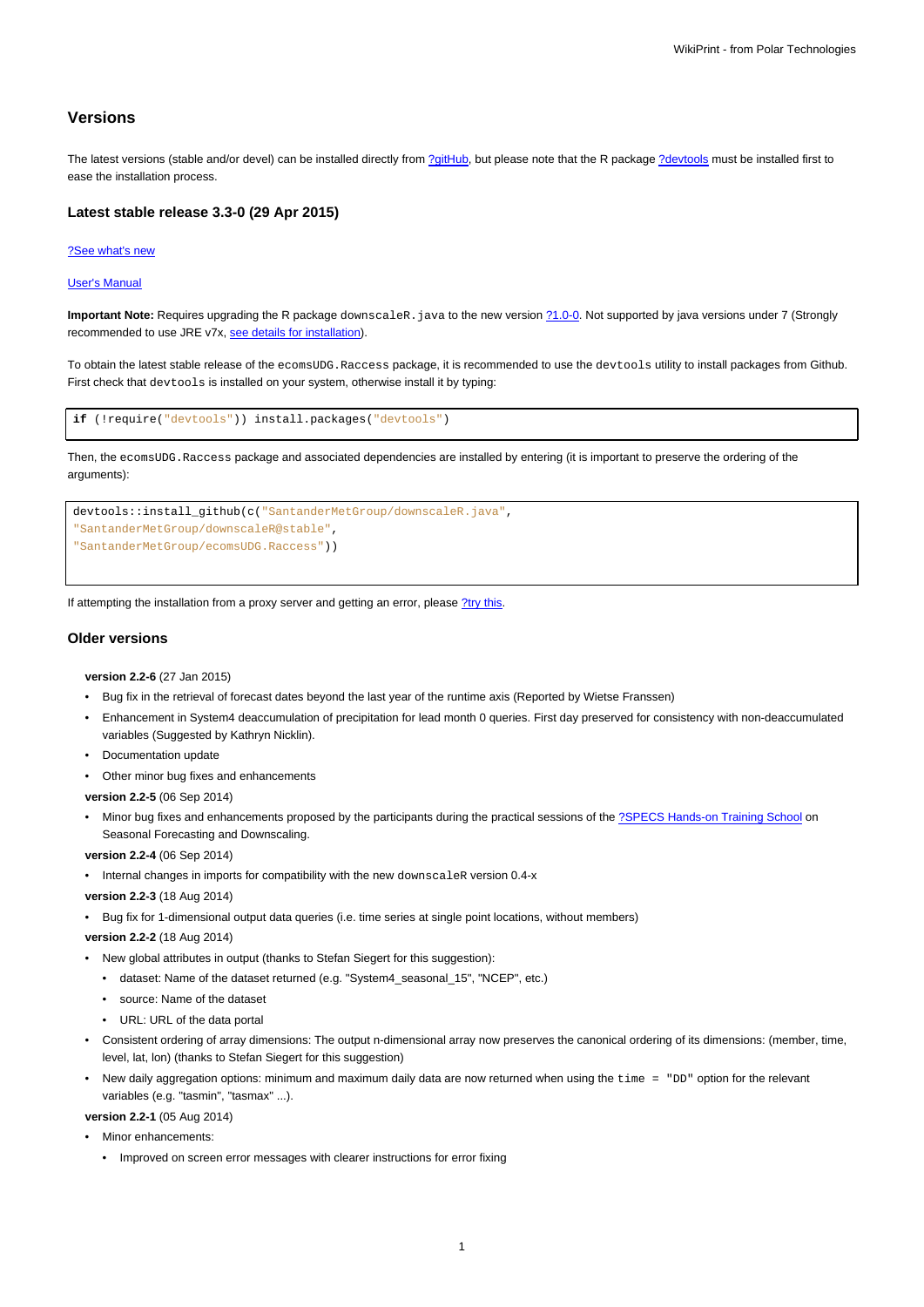## Versions

The latest versions (stable and/or devel) can be installed directly from ?gitHub, but please note that the R package ?devtools must be installed first to ease the installation process.

### Latest stable release 3.3-0 (29 Apr 2015)

?See what's new

User's Manual

**Important Note:** Requires upgrading the R package `downscaleR.java` to the new version ?1.0-0. Not supported by java versions under 7 (Strongly recommended to use JRE v7x, see details for installation).

To obtain the latest stable release of the `ecomsUDG.Raccess` package, it is recommended to use the `devtools` utility to install packages from Github. First check that `devtools` is installed on your system, otherwise install it by typing:

```
if (!require("devtools")) install.packages("devtools")
```

Then, the `ecomsUDG.Raccess` package and associated dependencies are installed by entering (it is important to preserve the ordering of the arguments):

```
devtools::install_github(c("SantanderMetGroup/downscaleR.java",
"SantanderMetGroup/downscaleR@stable",
"SantanderMetGroup/ecomsUDG.Raccess"))
```

If attempting the installation from a proxy server and getting an error, please ?try this.

### Older versions

**version 2.2-6** (27 Jan 2015)

- Bug fix in the retrieval of forecast dates beyond the last year of the runtime axis (Reported by Wietse Franssen)
- Enhancement in System4 deaccumulation of precipitation for lead month 0 queries. First day preserved for consistency with non-deaccumulated variables (Suggested by Kathryn Nicklin).
- Documentation update
- Other minor bug fixes and enhancements

**version 2.2-5** (06 Sep 2014)

- Minor bug fixes and enhancements proposed by the participants during the practical sessions of the ?SPECS Hands-on Training School on Seasonal Forecasting and Downscaling.

**version 2.2-4** (06 Sep 2014)

- Internal changes in imports for compatibility with the new `downscaleR` version 0.4-x

**version 2.2-3** (18 Aug 2014)

- Bug fix for 1-dimensional output data queries (i.e. time series at single point locations, without members)

**version 2.2-2** (18 Aug 2014)

- New global attributes in output (thanks to Stefan Siegert for this suggestion):
  - dataset: Name of the dataset returned (e.g. "System4_seasonal_15", "NCEP", etc.)
  - source: Name of the dataset
  - URL: URL of the data portal
- Consistent ordering of array dimensions: The output n-dimensional array now preserves the canonical ordering of its dimensions: (member, time, level, lat, lon) (thanks to Stefan Siegert for this suggestion)
- New daily aggregation options: minimum and maximum daily data are now returned when using the `time = "DD"` option for the relevant variables (e.g. "tasmin", "tasmax" ...).

**version 2.2-1** (05 Aug 2014)

- Minor enhancements:
  - Improved on screen error messages with clearer instructions for error fixing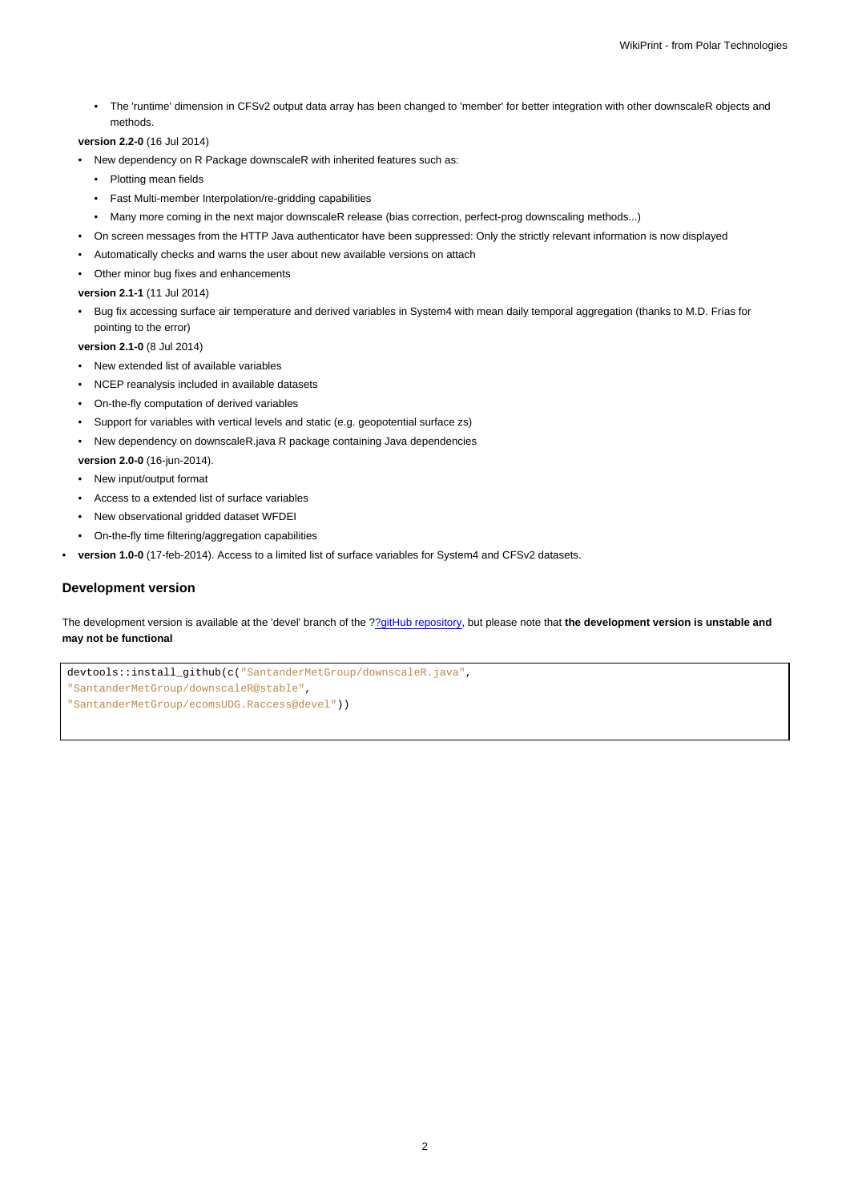- The 'runtime' dimension in CFSv2 output data array has been changed to 'member' for better integration with other downscaleR objects and methods.

  **version 2.2-0** (16 Jul 2014)

  - New dependency on R Package downscaleR with inherited features such as:
    - Plotting mean fields
    - Fast Multi-member Interpolation/re-gridding capabilities
    - Many more coming in the next major downscaleR release (bias correction, perfect-prog downscaling methods...)
  - On screen messages from the HTTP Java authenticator have been suppressed: Only the strictly relevant information is now displayed
  - Automatically checks and warns the user about new available versions on attach
  - Other minor bug fixes and enhancements

  **version 2.1-1** (11 Jul 2014)

  - Bug fix accessing surface air temperature and derived variables in System4 with mean daily temporal aggregation (thanks to M.D. Frías for pointing to the error)

  **version 2.1-0** (8 Jul 2014)

  - New extended list of available variables
  - NCEP reanalysis included in available datasets
  - On-the-fly computation of derived variables
  - Support for variables with vertical levels and static (e.g. geopotential surface zs)
  - New dependency on downscaleR.java R package containing Java dependencies

  **version 2.0-0** (16-jun-2014).

  - New input/output format
  - Access to a extended list of surface variables
  - New observational gridded dataset WFDEI
  - On-the-fly time filtering/aggregation capabilities

- **version 1.0-0** (17-feb-2014). Access to a limited list of surface variables for System4 and CFSv2 datasets.

### Development version

The development version is available at the 'devel' branch of the ??gitHub repository, but please note that **the development version is unstable and may not be functional**

```
devtools::install_github(c("SantanderMetGroup/downscaleR.java",
"SantanderMetGroup/downscaleR@stable",
"SantanderMetGroup/ecomsUDG.Raccess@devel"))
```